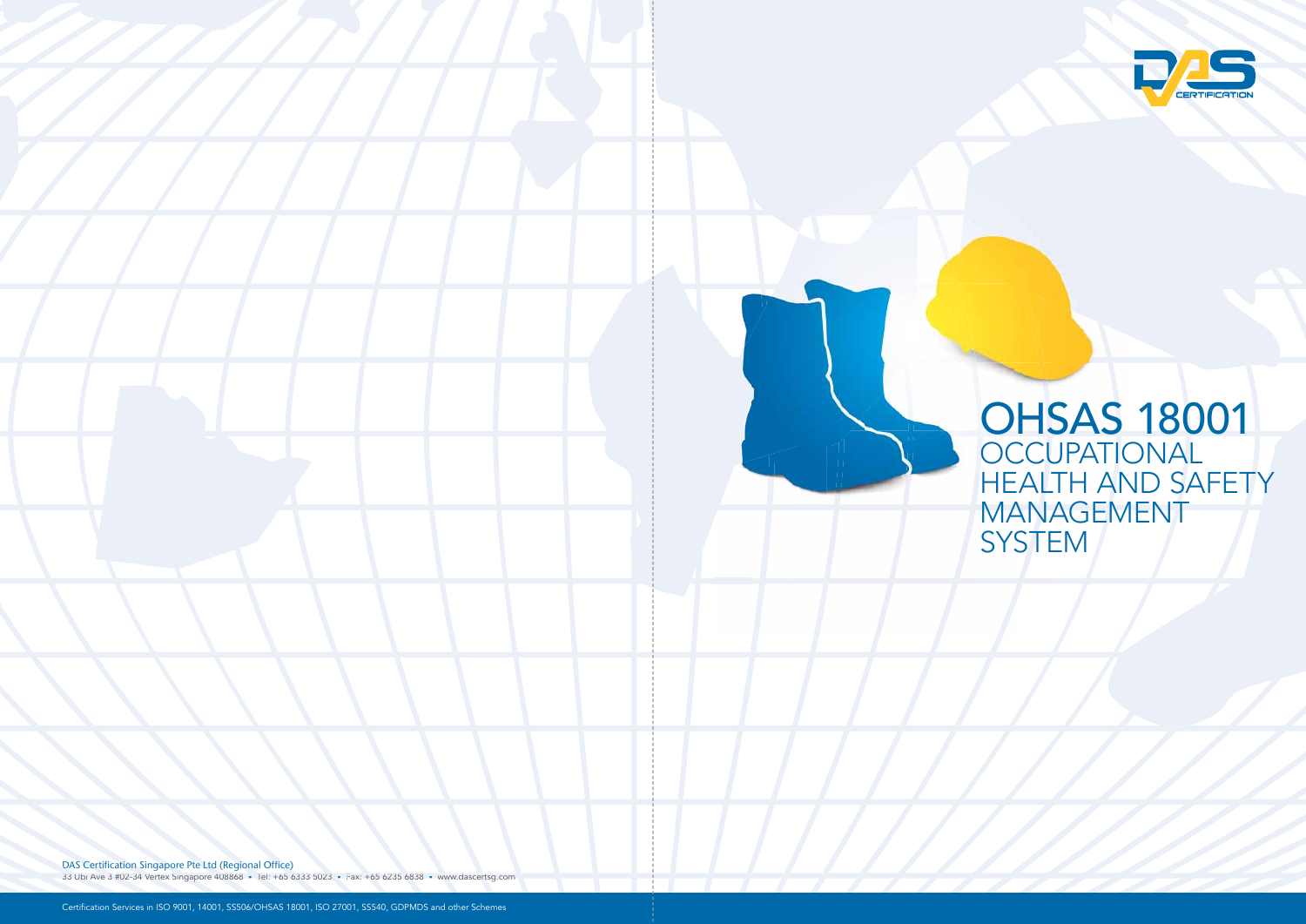# OHSAS 18001

## OCCUPATIONAL HEALTH AND SAFETY MANAGEMENT SYSTEM

DAS Certification Singapore Pte Ltd (Regional Office)

33 Ubi Ave 3 #02-34 Vertex Singapore 408868 • Tel: +65 6333 5023 • Fax: +65 6235 6838 • www.dascertsg.com

Certification Services in ISO 9001, 14001, SS506/OHSAS 18001, ISO 27001, SS540, GDPMDS and other Schemes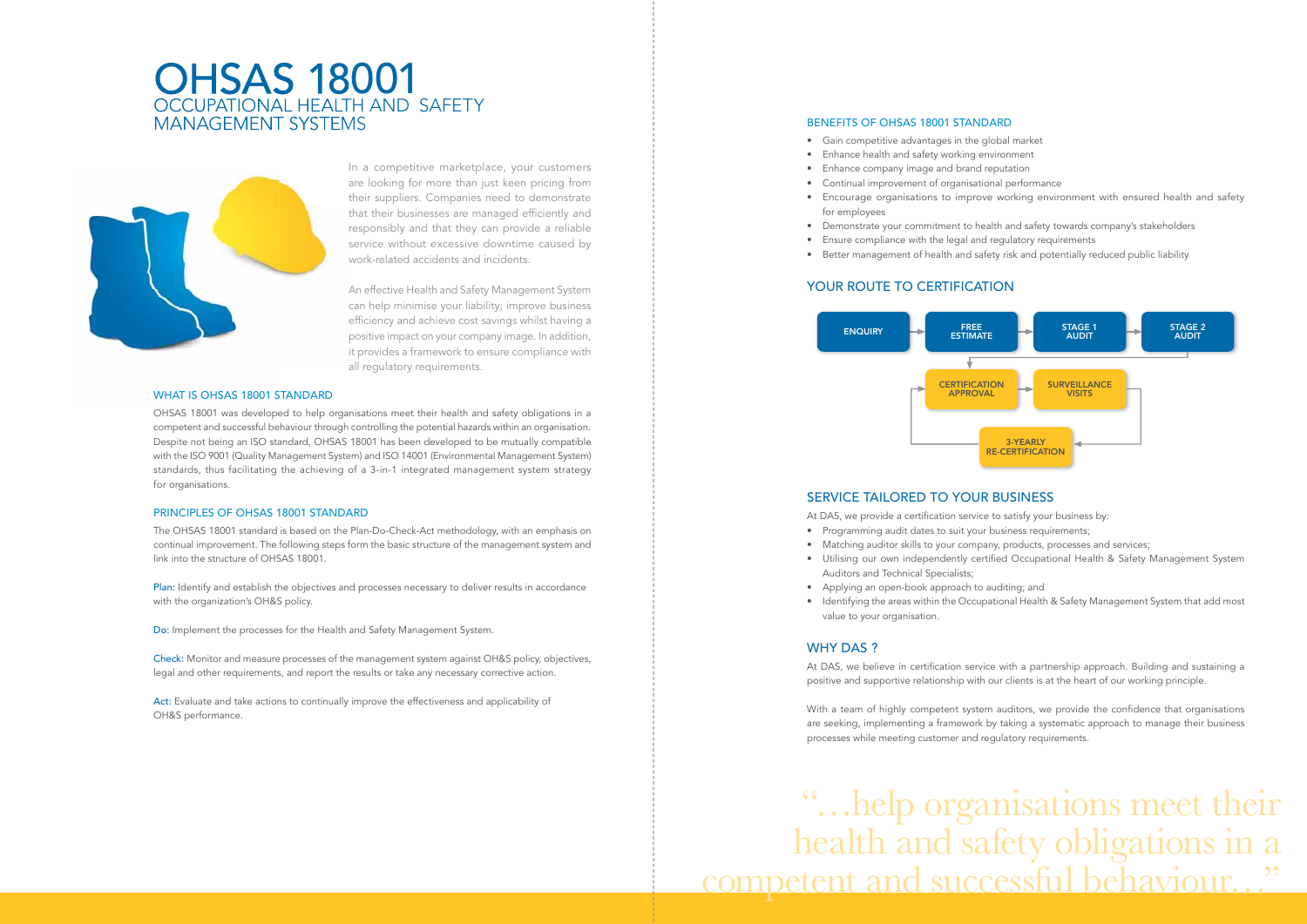# OHSAS 18001

## OCCUPATIONAL HEALTH AND SAFETY MANAGEMENT SYSTEMS

In a competitive marketplace, your customers are looking for more than just keen pricing from their suppliers. Companies need to demonstrate that their businesses are managed efficiently and responsibly and that they can provide a reliable service without excessive downtime caused by work-related accidents and incidents.

An effective Health and Safety Management System can help minimise your liability; improve business efficiency and achieve cost savings whilst having a positive impact on your company image. In addition, it provides a framework to ensure compliance with all regulatory requirements.

### WHAT IS OHSAS 18001 STANDARD

OHSAS 18001 was developed to help organisations meet their health and safety obligations in a competent and successful behaviour through controlling the potential hazards within an organisation. Despite not being an ISO standard, OHSAS 18001 has been developed to be mutually compatible with the ISO 9001 (Quality Management System) and ISO 14001 (Environmental Management System) standards, thus facilitating the achieving of a 3-in-1 integrated management system strategy for organisations.

### PRINCIPLES OF OHSAS 18001 STANDARD

The OHSAS 18001 standard is based on the Plan-Do-Check-Act methodology, with an emphasis on continual improvement. The following steps form the basic structure of the management system and link into the structure of OHSAS 18001.

Plan: Identify and establish the objectives and processes necessary to deliver results in accordance with the organization's OH&S policy.

Do: Implement the processes for the Health and Safety Management System.

Check: Monitor and measure processes of the management system against OH&S policy, objectives, legal and other requirements, and report the results or take any necessary corrective action.

Act: Evaluate and take actions to continually improve the effectiveness and applicability of OH&S performance.

### BENEFITS OF OHSAS 18001 STANDARD

- Gain competitive advantages in the global market
- Enhance health and safety working environment
- Enhance company image and brand reputation
- Continual improvement of organisational performance
- Encourage organisations to improve working environment with ensured health and safety for employees
- Demonstrate your commitment to health and safety towards company's stakeholders
- Ensure compliance with the legal and regulatory requirements
- Better management of health and safety risk and potentially reduced public liability

## YOUR ROUTE TO CERTIFICATION

ENQUIRY
FREE ESTIMATE
STAGE 1 AUDIT
STAGE 2 AUDIT
CERTIFICATION APPROVAL
SURVEILLANCE VISITS
3-YEARLY RE-CERTIFICATION

## SERVICE TAILORED TO YOUR BUSINESS

At DAS, we provide a certification service to satisfy your business by:

- Programming audit dates to suit your business requirements;
- Matching auditor skills to your company, products, processes and services;
- Utilising our own independently certified Occupational Health & Safety Management System Auditors and Technical Specialists;
- Applying an open-book approach to auditing; and
- Identifying the areas within the Occupational Health & Safety Management System that add most value to your organisation.

## WHY DAS ?

At DAS, we believe in certification service with a partnership approach. Building and sustaining a positive and supportive relationship with our clients is at the heart of our working principle.

With a team of highly competent system auditors, we provide the confidence that organisations are seeking, implementing a framework by taking a systematic approach to manage their business processes while meeting customer and regulatory requirements.

"...help organisations meet their health and safety obligations in a competent and successful behaviour..."